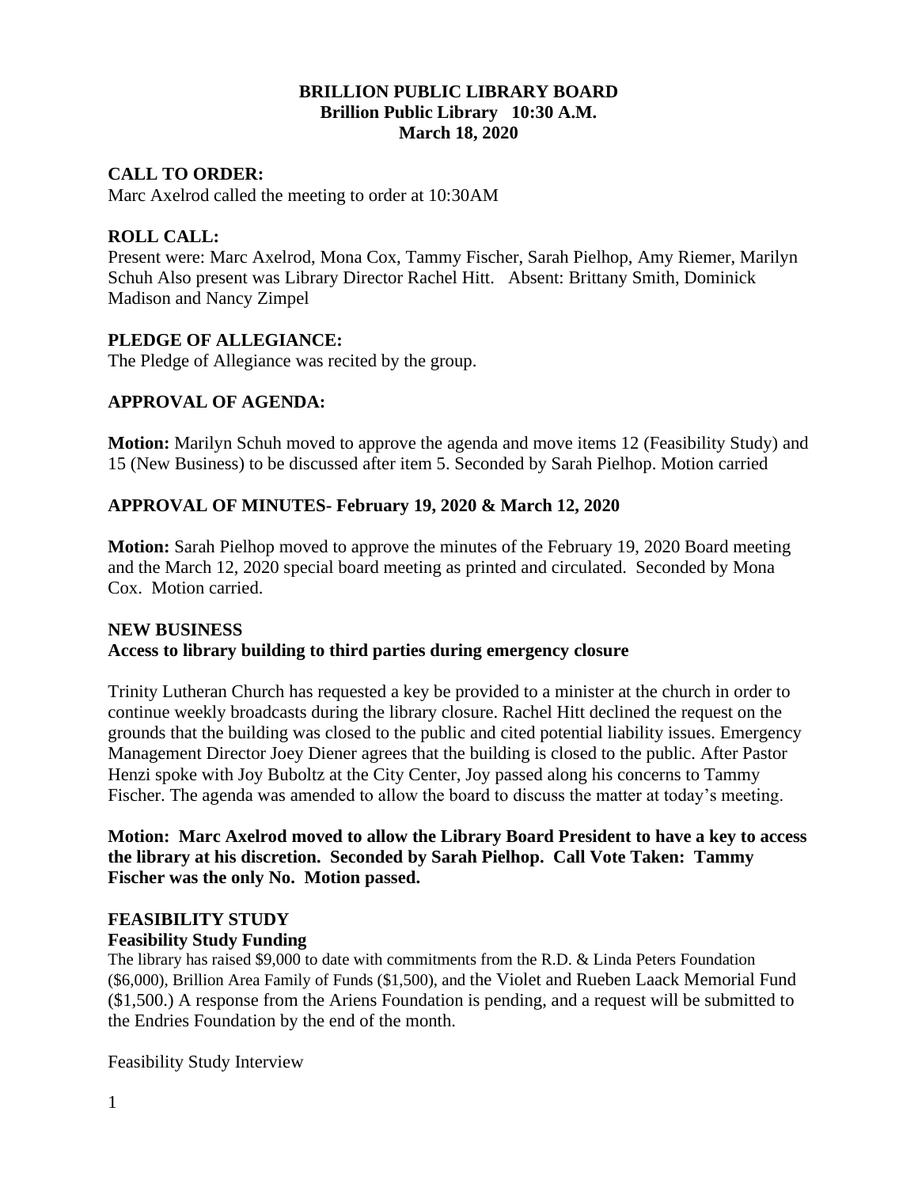# BRILLION PUBLIC LIBRARY BOARD
**Brillion Public Library 10:30 A.M.**
**March 18, 2020**

## CALL TO ORDER:
Marc Axelrod called the meeting to order at 10:30AM

## ROLL CALL:
Present were: Marc Axelrod, Mona Cox, Tammy Fischer, Sarah Pielhop, Amy Riemer, Marilyn Schuh Also present was Library Director Rachel Hitt. Absent: Brittany Smith, Dominick Madison and Nancy Zimpel

## PLEDGE OF ALLEGIANCE:
The Pledge of Allegiance was recited by the group.

## APPROVAL OF AGENDA:

**Motion:** Marilyn Schuh moved to approve the agenda and move items 12 (Feasibility Study) and 15 (New Business) to be discussed after item 5. Seconded by Sarah Pielhop. Motion carried

## APPROVAL OF MINUTES- February 19, 2020 & March 12, 2020

**Motion:** Sarah Pielhop moved to approve the minutes of the February 19, 2020 Board meeting and the March 12, 2020 special board meeting as printed and circulated. Seconded by Mona Cox. Motion carried.

## NEW BUSINESS
### Access to library building to third parties during emergency closure

Trinity Lutheran Church has requested a key be provided to a minister at the church in order to continue weekly broadcasts during the library closure. Rachel Hitt declined the request on the grounds that the building was closed to the public and cited potential liability issues. Emergency Management Director Joey Diener agrees that the building is closed to the public. After Pastor Henzi spoke with Joy Buboltz at the City Center, Joy passed along his concerns to Tammy Fischer. The agenda was amended to allow the board to discuss the matter at today's meeting.

**Motion: Marc Axelrod moved to allow the Library Board President to have a key to access the library at his discretion. Seconded by Sarah Pielhop. Call Vote Taken: Tammy Fischer was the only No. Motion passed.**

## FEASIBILITY STUDY
### Feasibility Study Funding
The library has raised $9,000 to date with commitments from the R.D. & Linda Peters Foundation ($6,000), Brillion Area Family of Funds ($1,500), and the Violet and Rueben Laack Memorial Fund ($1,500.) A response from the Ariens Foundation is pending, and a request will be submitted to the Endries Foundation by the end of the month.

Feasibility Study Interview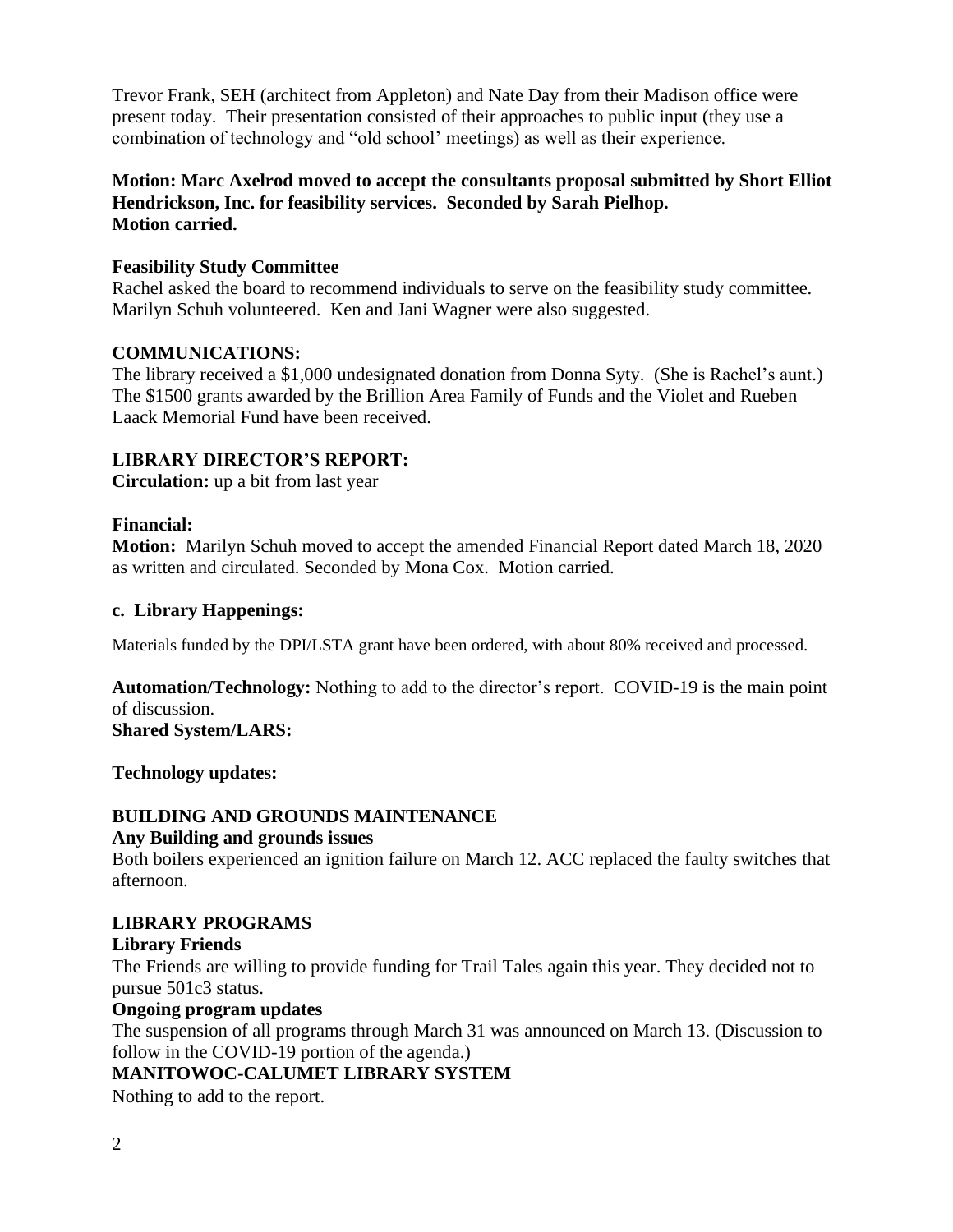Trevor Frank, SEH (architect from Appleton) and Nate Day from their Madison office were present today. Their presentation consisted of their approaches to public input (they use a combination of technology and "old school' meetings) as well as their experience.

**Motion: Marc Axelrod moved to accept the consultants proposal submitted by Short Elliot Hendrickson, Inc. for feasibility services. Seconded by Sarah Pielhop. Motion carried.**

**Feasibility Study Committee**

Rachel asked the board to recommend individuals to serve on the feasibility study committee. Marilyn Schuh volunteered. Ken and Jani Wagner were also suggested.

**COMMUNICATIONS:**

The library received a $1,000 undesignated donation from Donna Syty. (She is Rachel's aunt.) The $1500 grants awarded by the Brillion Area Family of Funds and the Violet and Rueben Laack Memorial Fund have been received.

**LIBRARY DIRECTOR'S REPORT:**

**Circulation:** up a bit from last year

**Financial:**

**Motion:** Marilyn Schuh moved to accept the amended Financial Report dated March 18, 2020 as written and circulated. Seconded by Mona Cox. Motion carried.

**c. Library Happenings:**

Materials funded by the DPI/LSTA grant have been ordered, with about 80% received and processed.

**Automation/Technology:** Nothing to add to the director's report. COVID-19 is the main point of discussion.

**Shared System/LARS:**

**Technology updates:**

**BUILDING AND GROUNDS MAINTENANCE**

**Any Building and grounds issues**

Both boilers experienced an ignition failure on March 12. ACC replaced the faulty switches that afternoon.

**LIBRARY PROGRAMS**

**Library Friends**

The Friends are willing to provide funding for Trail Tales again this year. They decided not to pursue 501c3 status.

**Ongoing program updates**

The suspension of all programs through March 31 was announced on March 13. (Discussion to follow in the COVID-19 portion of the agenda.)

**MANITOWOC-CALUMET LIBRARY SYSTEM**

Nothing to add to the report.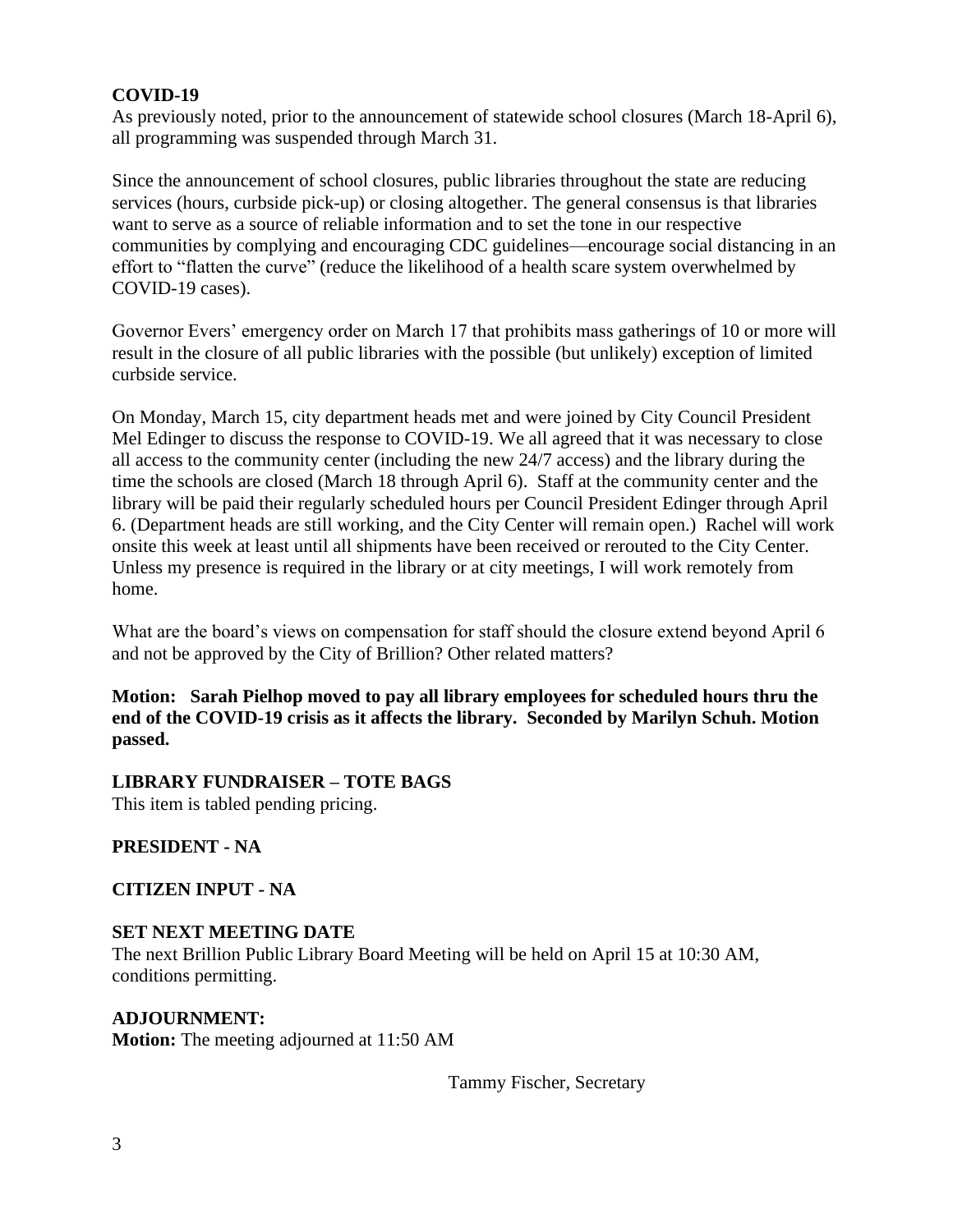**COVID-19**

As previously noted, prior to the announcement of statewide school closures (March 18-April 6), all programming was suspended through March 31.

Since the announcement of school closures, public libraries throughout the state are reducing services (hours, curbside pick-up) or closing altogether. The general consensus is that libraries want to serve as a source of reliable information and to set the tone in our respective communities by complying and encouraging CDC guidelines—encourage social distancing in an effort to "flatten the curve" (reduce the likelihood of a health scare system overwhelmed by COVID-19 cases).

Governor Evers' emergency order on March 17 that prohibits mass gatherings of 10 or more will result in the closure of all public libraries with the possible (but unlikely) exception of limited curbside service.

On Monday, March 15, city department heads met and were joined by City Council President Mel Edinger to discuss the response to COVID-19. We all agreed that it was necessary to close all access to the community center (including the new 24/7 access) and the library during the time the schools are closed (March 18 through April 6). Staff at the community center and the library will be paid their regularly scheduled hours per Council President Edinger through April 6. (Department heads are still working, and the City Center will remain open.) Rachel will work onsite this week at least until all shipments have been received or rerouted to the City Center. Unless my presence is required in the library or at city meetings, I will work remotely from home.

What are the board's views on compensation for staff should the closure extend beyond April 6 and not be approved by the City of Brillion? Other related matters?

**Motion: Sarah Pielhop moved to pay all library employees for scheduled hours thru the end of the COVID-19 crisis as it affects the library. Seconded by Marilyn Schuh. Motion passed.**

**LIBRARY FUNDRAISER – TOTE BAGS**

This item is tabled pending pricing.

**PRESIDENT - NA**

**CITIZEN INPUT - NA**

**SET NEXT MEETING DATE**

The next Brillion Public Library Board Meeting will be held on April 15 at 10:30 AM, conditions permitting.

**ADJOURNMENT:**

**Motion:** The meeting adjourned at 11:50 AM

Tammy Fischer, Secretary